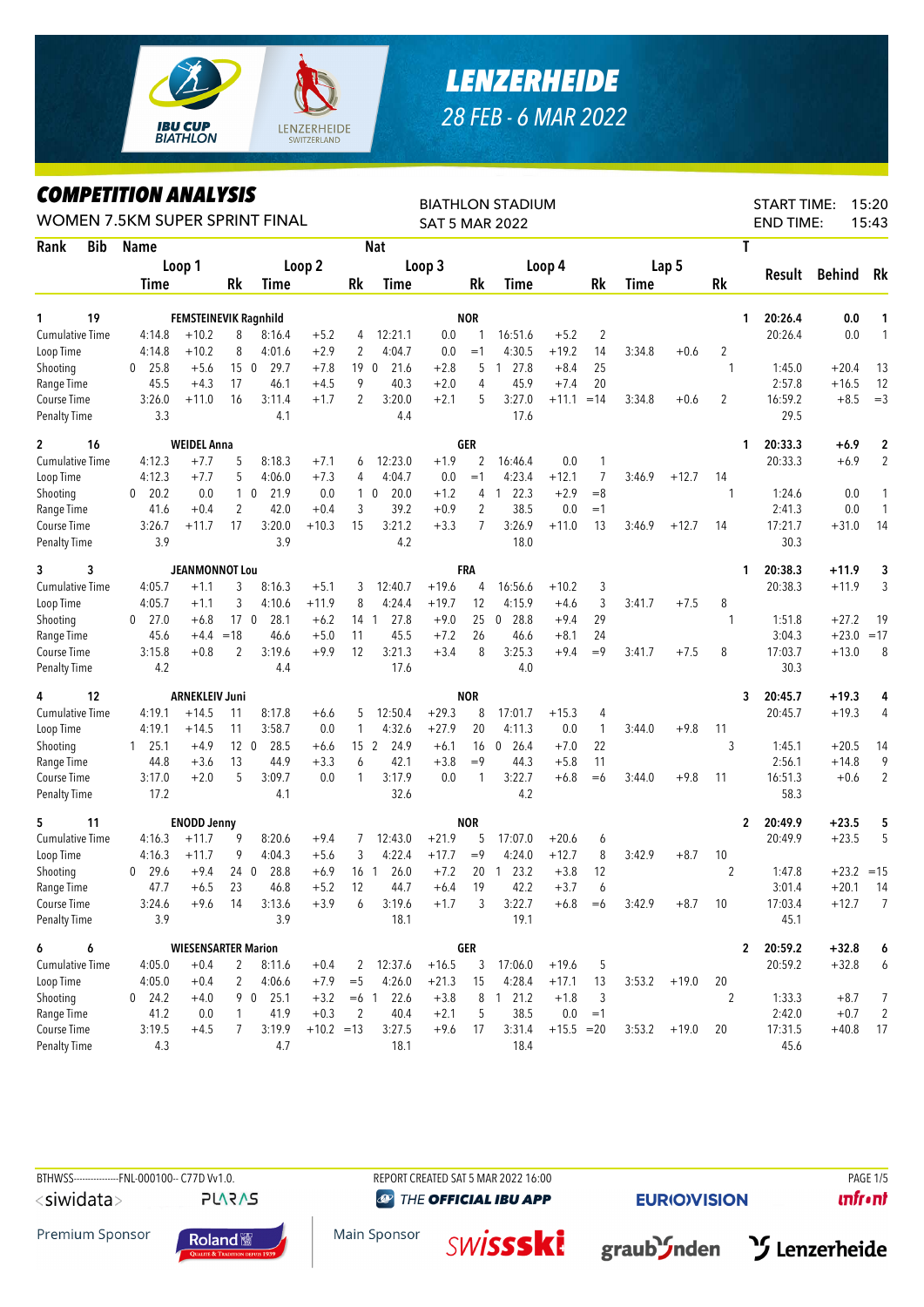# LENZERHEIDE

28 FEB - 6 MAR 2022

## COMPETITION ANALYSIS

WOMEN 7.5KM SUPER SPRINT FINAL

BIATHLON STADIUM
SAT 5 MAR 2022

START TIME: 15:20
END TIME: 15:43

| Rank | Bib | Name | | | Nat | | | | | | | | | | | | T | Result | Behind | Rk |
|---|---|---|---|---|---|---|---|---|---|---|---|---|---|---|---|---|---|---|---|---|
| | | Loop 1 | | | Loop 2 | | | Loop 3 | | | Loop 4 | | | Lap 5 | | | | | | |
| | | Time | | Rk | Time | | Rk | Time | | Rk | Time | | Rk | Time | | Rk | | | | |
| 1 | 19 | FEMSTEINEVIK Ragnhild | | | NOR | | | | | | | | | | | | 1 | 20:26.4 | 0.0 | 1 |
| Cumulative Time | | 4:14.8 | +10.2 | 8 | 8:16.4 | +5.2 | 4 | 12:21.1 | 0.0 | 1 | 16:51.6 | +5.2 | 2 | | | | | 20:26.4 | 0.0 | 1 |
| Loop Time | | 4:14.8 | +10.2 | 8 | 4:01.6 | +2.9 | 2 | 4:04.7 | 0.0 | =1 | 4:30.5 | +19.2 | 14 | 3:34.8 | +0.6 | 2 | | | | |
| Shooting | | 0 25.8 | +5.6 | 15 | 0 29.7 | +7.8 | 19 | 0 21.6 | +2.8 | 5 | 1 27.8 | +8.4 | 25 | | | | 1 | 1:45.0 | +20.4 | 13 |
| Range Time | | 45.5 | +4.3 | 17 | 46.1 | +4.5 | 9 | 40.3 | +2.0 | 4 | 45.9 | +7.4 | 20 | | | | | 2:57.8 | +16.5 | 12 |
| Course Time | | 3:26.0 | +11.0 | 16 | 3:11.4 | +1.7 | 2 | 3:20.0 | +2.1 | 5 | 3:27.0 | +11.1 | =14 | 3:34.8 | +0.6 | 2 | | 16:59.2 | +8.5 | =3 |
| Penalty Time | | 3.3 | | | 4.1 | | | 4.4 | | | 17.6 | | | | | | | 29.5 | | |
| 2 | 16 | WEIDEL Anna | | | GER | | | | | | | | | | | | 1 | 20:33.3 | +6.9 | 2 |
| Cumulative Time | | 4:12.3 | +7.7 | 5 | 8:18.3 | +7.1 | 6 | 12:23.0 | +1.9 | 2 | 16:46.4 | 0.0 | 1 | | | | | 20:33.3 | +6.9 | 2 |
| Loop Time | | 4:12.3 | +7.7 | 5 | 4:06.0 | +7.3 | 4 | 4:04.7 | 0.0 | =1 | 4:23.4 | +12.1 | 7 | 3:46.9 | +12.7 | 14 | | | | |
| Shooting | | 0 20.2 | 0.0 | 1 | 0 21.9 | 0.0 | 1 | 0 20.0 | +1.2 | 4 | 1 22.3 | +2.9 | =8 | | | | 1 | 1:24.6 | 0.0 | 1 |
| Range Time | | 41.6 | +0.4 | 2 | 42.0 | +0.4 | 3 | 39.2 | +0.9 | 2 | 38.5 | 0.0 | =1 | | | | | 2:41.3 | 0.0 | 1 |
| Course Time | | 3:26.7 | +11.7 | 17 | 3:20.0 | +10.3 | 15 | 3:21.2 | +3.3 | 7 | 3:26.9 | +11.0 | 13 | 3:46.9 | +12.7 | 14 | | 17:21.7 | +31.0 | 14 |
| Penalty Time | | 3.9 | | | 3.9 | | | 4.2 | | | 18.0 | | | | | | | 30.3 | | |
| 3 | 3 | JEANMONNOT Lou | | | FRA | | | | | | | | | | | | 1 | 20:38.3 | +11.9 | 3 |
| Cumulative Time | | 4:05.7 | +1.1 | 3 | 8:16.3 | +5.1 | 3 | 12:40.7 | +19.6 | 4 | 16:56.6 | +10.2 | 3 | | | | | 20:38.3 | +11.9 | 3 |
| Loop Time | | 4:05.7 | +1.1 | 3 | 4:10.6 | +11.9 | 8 | 4:24.4 | +19.7 | 12 | 4:15.9 | +4.6 | 3 | 3:41.7 | +7.5 | 8 | | | | |
| Shooting | | 0 27.0 | +6.8 | 17 | 0 28.1 | +6.2 | 14 | 1 27.8 | +9.0 | 25 | 0 28.8 | +9.4 | 29 | | | | 1 | 1:51.8 | +27.2 | 19 |
| Range Time | | 45.6 | +4.4 | =18 | 46.6 | +5.0 | 11 | 45.5 | +7.2 | 26 | 46.6 | +8.1 | 24 | | | | | 3:04.3 | +23.0 | =17 |
| Course Time | | 3:15.8 | +0.8 | 2 | 3:19.6 | +9.9 | 12 | 3:21.3 | +3.4 | 8 | 3:25.3 | +9.4 | =9 | 3:41.7 | +7.5 | 8 | | 17:03.7 | +13.0 | 8 |
| Penalty Time | | 4.2 | | | 4.4 | | | 17.6 | | | 4.0 | | | | | | | 30.3 | | |
| 4 | 12 | ARNEKLEIV Juni | | | NOR | | | | | | | | | | | | 3 | 20:45.7 | +19.3 | 4 |
| Cumulative Time | | 4:19.1 | +14.5 | 11 | 8:17.8 | +6.6 | 5 | 12:50.4 | +29.3 | 8 | 17:01.7 | +15.3 | 4 | | | | | 20:45.7 | +19.3 | 4 |
| Loop Time | | 4:19.1 | +14.5 | 11 | 3:58.7 | 0.0 | 1 | 4:32.6 | +27.9 | 20 | 4:11.3 | 0.0 | 1 | 3:44.0 | +9.8 | 11 | | | | |
| Shooting | | 1 25.1 | +4.9 | 12 | 0 28.5 | +6.6 | 15 | 2 24.9 | +6.1 | 16 | 0 26.4 | +7.0 | 22 | | | | 3 | 1:45.1 | +20.5 | 14 |
| Range Time | | 44.8 | +3.6 | 13 | 44.9 | +3.3 | 6 | 42.1 | +3.8 | =9 | 44.3 | +5.8 | 11 | | | | | 2:56.1 | +14.8 | 9 |
| Course Time | | 3:17.0 | +2.0 | 5 | 3:09.7 | 0.0 | 1 | 3:17.9 | 0.0 | 1 | 3:22.7 | +6.8 | =6 | 3:44.0 | +9.8 | 11 | | 16:51.3 | +0.6 | 2 |
| Penalty Time | | 17.2 | | | 4.1 | | | 32.6 | | | 4.2 | | | | | | | 58.3 | | |
| 5 | 11 | ENODD Jenny | | | NOR | | | | | | | | | | | | 2 | 20:49.9 | +23.5 | 5 |
| Cumulative Time | | 4:16.3 | +11.7 | 9 | 8:20.6 | +9.4 | 7 | 12:43.0 | +21.9 | 5 | 17:07.0 | +20.6 | 6 | | | | | 20:49.9 | +23.5 | 5 |
| Loop Time | | 4:16.3 | +11.7 | 9 | 4:04.3 | +5.6 | 3 | 4:22.4 | +17.7 | =9 | 4:24.0 | +12.7 | 8 | 3:42.9 | +8.7 | 10 | | | | |
| Shooting | | 0 29.6 | +9.4 | 24 | 0 28.8 | +6.9 | 16 | 1 26.0 | +7.2 | 20 | 1 23.2 | +3.8 | 12 | | | | 2 | 1:47.8 | +23.2 | =15 |
| Range Time | | 47.7 | +6.5 | 23 | 46.8 | +5.2 | 12 | 44.7 | +6.4 | 19 | 42.2 | +3.7 | 6 | | | | | 3:01.4 | +20.1 | 14 |
| Course Time | | 3:24.6 | +9.6 | 14 | 3:13.6 | +3.9 | 6 | 3:19.6 | +1.7 | 3 | 3:22.7 | +6.8 | =6 | 3:42.9 | +8.7 | 10 | | 17:03.4 | +12.7 | 7 |
| Penalty Time | | 3.9 | | | 3.9 | | | 18.1 | | | 19.1 | | | | | | | 45.1 | | |
| 6 | 6 | WIESENSARTER Marion | | | GER | | | | | | | | | | | | 2 | 20:59.2 | +32.8 | 6 |
| Cumulative Time | | 4:05.0 | +0.4 | 2 | 8:11.6 | +0.4 | 2 | 12:37.6 | +16.5 | 3 | 17:06.0 | +19.6 | 5 | | | | | 20:59.2 | +32.8 | 6 |
| Loop Time | | 4:05.0 | +0.4 | 2 | 4:06.6 | +7.9 | =5 | 4:26.0 | +21.3 | 15 | 4:28.4 | +17.1 | 13 | 3:53.2 | +19.0 | 20 | | | | |
| Shooting | | 0 24.2 | +4.0 | 9 | 0 25.1 | +3.2 | =6 | 1 22.6 | +3.8 | 8 | 1 21.2 | +1.8 | 3 | | | | 2 | 1:33.3 | +8.7 | 7 |
| Range Time | | 41.2 | 0.0 | 1 | 41.9 | +0.3 | 2 | 40.4 | +2.1 | 5 | 38.5 | 0.0 | =1 | | | | | 2:42.0 | +0.7 | 2 |
| Course Time | | 3:19.5 | +4.5 | 7 | 3:19.9 | +10.2 | =13 | 3:27.5 | +9.6 | 17 | 3:31.4 | +15.5 | =20 | 3:53.2 | +19.0 | 20 | | 17:31.5 | +40.8 | 17 |
| Penalty Time | | 4.3 | | | 4.7 | | | 18.1 | | | 18.4 | | | | | | | 45.6 | | |

BTHWSS---------------FNL-000100-- C77D Vv1.0. REPORT CREATED SAT 5 MAR 2022 16:00

Premium Sponsor: Roland | Main Sponsor: swissski | graubünden | Lenzerheide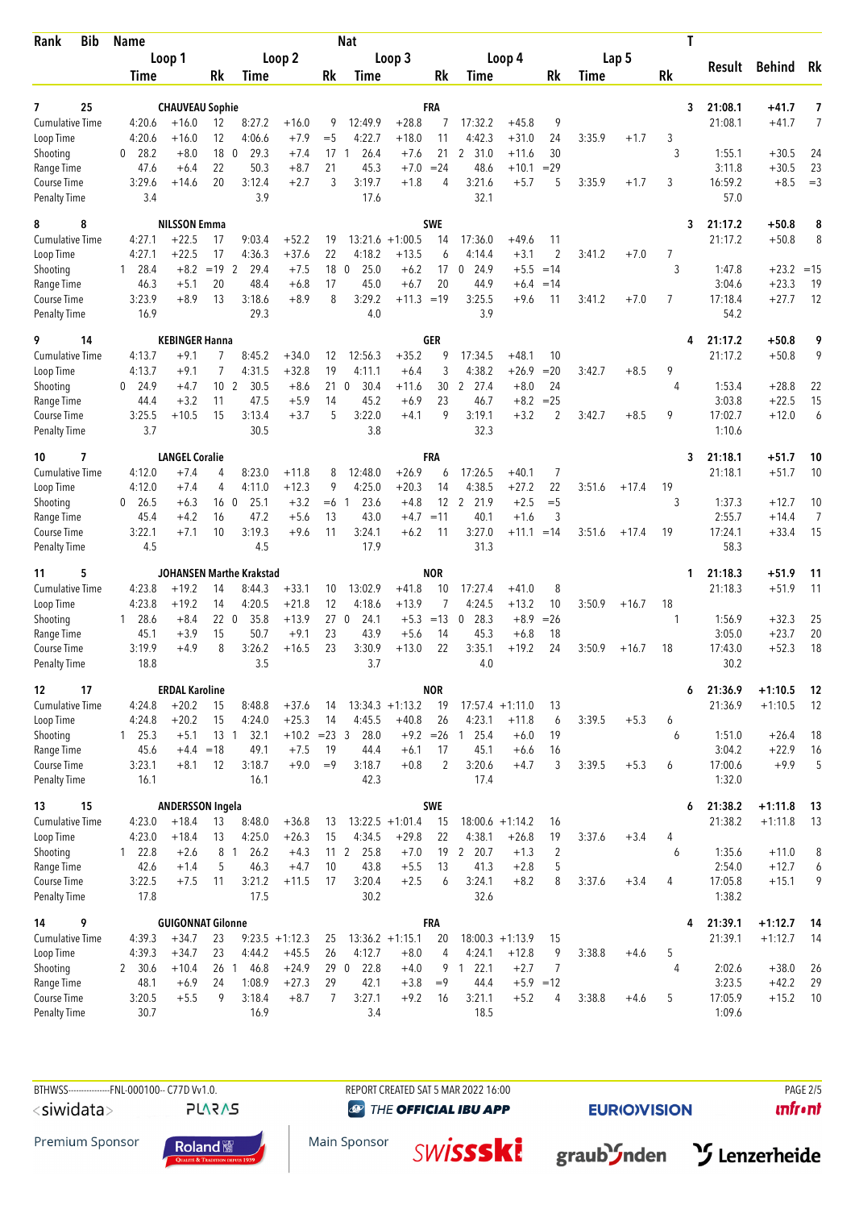| Rank | Bib | Name | | | Nat | | | | | | | | | | | | | T | Result | Behind | Rk |
|---|---|---|---|---|---|---|---|---|---|---|---|---|---|---|---|---|---|---|---|---|---|
| | | Loop 1 | | | Loop 2 | | | Loop 3 | | | Loop 4 | | | Lap 5 | | | | | | | |
| | | Time | | Rk | Time | | Rk | Time | | Rk | Time | | Rk | Time | | Rk | | | | | |
| 7 | 25 | CHAUVEAU Sophie | | | | | | FRA | | | | | | | | | | 3 | 21:08.1 | +41.7 | 7 |
| Cumulative Time | | 4:20.6 | +16.0 | 12 | 8:27.2 | +16.0 | 9 | 12:49.9 | +28.8 | 7 | 17:32.2 | +45.8 | 9 | | | | | | 21:08.1 | +41.7 | 7 |
| Loop Time | | 4:20.6 | +16.0 | 12 | 4:06.6 | +7.9 | =5 | 4:22.7 | +18.0 | 11 | 4:42.3 | +31.0 | 24 | 3:35.9 | +1.7 | 3 | | | | | |
| Shooting | | 0 28.2 | +8.0 | 18 | 0 29.3 | +7.4 | 17 | 1 26.4 | +7.6 | 21 | 2 31.0 | +11.6 | 30 | | | | 3 | | 1:55.1 | +30.5 | 24 |
| Range Time | | 47.6 | +6.4 | 22 | 50.3 | +8.7 | 21 | 45.3 | +7.0 | =24 | 48.6 | +10.1 | =29 | | | | | | 3:11.8 | +30.5 | 23 |
| Course Time | | 3:29.6 | +14.6 | 20 | 3:12.4 | +2.7 | 3 | 3:19.7 | +1.8 | 4 | 3:21.6 | +5.7 | 5 | 3:35.9 | +1.7 | 3 | | | 16:59.2 | +8.5 | =3 |
| Penalty Time | | 3.4 | | | 3.9 | | | 17.6 | | | 32.1 | | | | | | | | 57.0 | | |
| 8 | 8 | NILSSON Emma | | | | | | SWE | | | | | | | | | | 3 | 21:17.2 | +50.8 | 8 |
| Cumulative Time | | 4:27.1 | +22.5 | 17 | 9:03.4 | +52.2 | 19 | 13:21.6 | +1:00.5 | 14 | 17:36.0 | +49.6 | 11 | | | | | | 21:17.2 | +50.8 | 8 |
| Loop Time | | 4:27.1 | +22.5 | 17 | 4:36.3 | +37.6 | 22 | 4:18.2 | +13.5 | 6 | 4:14.4 | +3.1 | 2 | 3:41.2 | +7.0 | 7 | | | | | |
| Shooting | | 1 28.4 | +8.2 | =19 | 2 29.4 | +7.5 | 18 | 0 25.0 | +6.2 | 17 | 0 24.9 | +5.5 | =14 | | | | 3 | | 1:47.8 | +23.2 | =15 |
| Range Time | | 46.3 | +5.1 | 20 | 48.4 | +6.8 | 17 | 45.0 | +6.7 | 20 | 44.9 | +6.4 | =14 | | | | | | 3:04.6 | +23.3 | 19 |
| Course Time | | 3:23.9 | +8.9 | 13 | 3:18.6 | +8.9 | 8 | 3:29.2 | +11.3 | =19 | 3:25.5 | +9.6 | 11 | 3:41.2 | +7.0 | 7 | | | 17:18.4 | +27.7 | 12 |
| Penalty Time | | 16.9 | | | 29.3 | | | 4.0 | | | 3.9 | | | | | | | | 54.2 | | |
| 9 | 14 | KEBINGER Hanna | | | | | | GER | | | | | | | | | | 4 | 21:17.2 | +50.8 | 9 |
| Cumulative Time | | 4:13.7 | +9.1 | 7 | 8:45.2 | +34.0 | 12 | 12:56.3 | +35.2 | 9 | 17:34.5 | +48.1 | 10 | | | | | | 21:17.2 | +50.8 | 9 |
| Loop Time | | 4:13.7 | +9.1 | 7 | 4:31.5 | +32.8 | 19 | 4:11.1 | +6.4 | 3 | 4:38.2 | +26.9 | =20 | 3:42.7 | +8.5 | 9 | | | | | |
| Shooting | | 0 24.9 | +4.7 | 10 | 2 30.5 | +8.6 | 21 | 0 30.4 | +11.6 | 30 | 2 27.4 | +8.0 | 24 | | | | 4 | | 1:53.4 | +28.8 | 22 |
| Range Time | | 44.4 | +3.2 | 11 | 47.5 | +5.9 | 14 | 45.2 | +6.9 | 23 | 46.7 | +8.2 | =25 | | | | | | 3:03.8 | +22.5 | 15 |
| Course Time | | 3:25.5 | +10.5 | 15 | 3:13.4 | +3.7 | 5 | 3:22.0 | +4.1 | 9 | 3:19.1 | +3.2 | 2 | 3:42.7 | +8.5 | 9 | | | 17:02.7 | +12.0 | 6 |
| Penalty Time | | 3.7 | | | 30.5 | | | 3.8 | | | 32.3 | | | | | | | | 1:10.6 | | |
| 10 | 7 | LANGEL Coralie | | | | | | FRA | | | | | | | | | | 3 | 21:18.1 | +51.7 | 10 |
| Cumulative Time | | 4:12.0 | +7.4 | 4 | 8:23.0 | +11.8 | 8 | 12:48.0 | +26.9 | 6 | 17:26.5 | +40.1 | 7 | | | | | | 21:18.1 | +51.7 | 10 |
| Loop Time | | 4:12.0 | +7.4 | 4 | 4:11.0 | +12.3 | 9 | 4:25.0 | +20.3 | 14 | 4:38.5 | +27.2 | 22 | 3:51.6 | +17.4 | 19 | | | | | |
| Shooting | | 0 26.5 | +6.3 | 16 | 0 25.1 | +3.2 | =6 | 1 23.6 | +4.8 | 12 | 2 21.9 | +2.5 | =5 | | | | 3 | | 1:37.3 | +12.7 | 10 |
| Range Time | | 45.4 | +4.2 | 16 | 47.2 | +5.6 | 13 | 43.0 | +4.7 | =11 | 40.1 | +1.6 | 3 | | | | | | 2:55.7 | +14.4 | 7 |
| Course Time | | 3:22.1 | +7.1 | 10 | 3:19.3 | +9.6 | 11 | 3:24.1 | +6.2 | 11 | 3:27.0 | +11.1 | =14 | 3:51.6 | +17.4 | 19 | | | 17:24.1 | +33.4 | 15 |
| Penalty Time | | 4.5 | | | 4.5 | | | 17.9 | | | 31.3 | | | | | | | | 58.3 | | |
| 11 | 5 | JOHANSEN Marthe Krakstad | | | | | | NOR | | | | | | | | | | 1 | 21:18.3 | +51.9 | 11 |
| Cumulative Time | | 4:23.8 | +19.2 | 14 | 8:44.3 | +33.1 | 10 | 13:02.9 | +41.8 | 10 | 17:27.4 | +41.0 | 8 | | | | | | 21:18.3 | +51.9 | 11 |
| Loop Time | | 4:23.8 | +19.2 | 14 | 4:20.5 | +21.8 | 12 | 4:18.6 | +13.9 | 7 | 4:24.5 | +13.2 | 10 | 3:50.9 | +16.7 | 18 | | | | | |
| Shooting | | 1 28.6 | +8.4 | 22 | 0 35.8 | +13.9 | 27 | 0 24.1 | +5.3 | =13 | 0 28.3 | +8.9 | =26 | | | | 1 | | 1:56.9 | +32.3 | 25 |
| Range Time | | 45.1 | +3.9 | 15 | 50.7 | +9.1 | 23 | 43.9 | +5.6 | 14 | 45.3 | +6.8 | 18 | | | | | | 3:05.0 | +23.7 | 20 |
| Course Time | | 3:19.9 | +4.9 | 8 | 3:26.2 | +16.5 | 23 | 3:30.9 | +13.0 | 22 | 3:35.1 | +19.2 | 24 | 3:50.9 | +16.7 | 18 | | | 17:43.0 | +52.3 | 18 |
| Penalty Time | | 18.8 | | | 3.5 | | | 3.7 | | | 4.0 | | | | | | | | 30.2 | | |
| 12 | 17 | ERDAL Karoline | | | | | | NOR | | | | | | | | | | 6 | 21:36.9 | +1:10.5 | 12 |
| Cumulative Time | | 4:24.8 | +20.2 | 15 | 8:48.8 | +37.6 | 14 | 13:34.3 | +1:13.2 | 19 | 17:57.4 | +1:11.0 | 13 | | | | | | 21:36.9 | +1:10.5 | 12 |
| Loop Time | | 4:24.8 | +20.2 | 15 | 4:24.0 | +25.3 | 14 | 4:45.5 | +40.8 | 26 | 4:23.1 | +11.8 | 6 | 3:39.5 | +5.3 | 6 | | | | | |
| Shooting | | 1 25.3 | +5.1 | 13 | 1 32.1 | +10.2 | =23 | 3 28.0 | +9.2 | =26 | 1 25.4 | +6.0 | 19 | | | | 6 | | 1:51.0 | +26.4 | 18 |
| Range Time | | 45.6 | +4.4 | =18 | 49.1 | +7.5 | 19 | 44.4 | +6.1 | 17 | 45.1 | +6.6 | 16 | | | | | | 3:04.2 | +22.9 | 16 |
| Course Time | | 3:23.1 | +8.1 | 12 | 3:18.7 | +9.0 | =9 | 3:18.7 | +0.8 | 2 | 3:20.6 | +4.7 | 3 | 3:39.5 | +5.3 | 6 | | | 17:00.6 | +9.9 | 5 |
| Penalty Time | | 16.1 | | | 16.1 | | | 42.3 | | | 17.4 | | | | | | | | 1:32.0 | | |
| 13 | 15 | ANDERSSON Ingela | | | | | | SWE | | | | | | | | | | 6 | 21:38.2 | +1:11.8 | 13 |
| Cumulative Time | | 4:23.0 | +18.4 | 13 | 8:48.0 | +36.8 | 13 | 13:22.5 | +1:01.4 | 15 | 18:00.6 | +1:14.2 | 16 | | | | | | 21:38.2 | +1:11.8 | 13 |
| Loop Time | | 4:23.0 | +18.4 | 13 | 4:25.0 | +26.3 | 15 | 4:34.5 | +29.8 | 22 | 4:38.1 | +26.8 | 19 | 3:37.6 | +3.4 | 4 | | | | | |
| Shooting | | 1 22.8 | +2.6 | 8 | 1 26.2 | +4.3 | 11 | 2 25.8 | +7.0 | 19 | 2 20.7 | +1.3 | 2 | | | | 6 | | 1:35.6 | +11.0 | 8 |
| Range Time | | 42.6 | +1.4 | 5 | 46.3 | +4.7 | 10 | 43.8 | +5.5 | 13 | 41.3 | +2.8 | 5 | | | | | | 2:54.0 | +12.7 | 6 |
| Course Time | | 3:22.5 | +7.5 | 11 | 3:21.2 | +11.5 | 17 | 3:20.4 | +2.5 | 6 | 3:24.1 | +8.2 | 8 | 3:37.6 | +3.4 | 4 | | | 17:05.8 | +15.1 | 9 |
| Penalty Time | | 17.8 | | | 17.5 | | | 30.2 | | | 32.6 | | | | | | | | 1:38.2 | | |
| 14 | 9 | GUIGONNAT Gilonne | | | | | | FRA | | | | | | | | | | 4 | 21:39.1 | +1:12.7 | 14 |
| Cumulative Time | | 4:39.3 | +34.7 | 23 | 9:23.5 | +1:12.3 | 25 | 13:36.2 | +1:15.1 | 20 | 18:00.3 | +1:13.9 | 15 | | | | | | 21:39.1 | +1:12.7 | 14 |
| Loop Time | | 4:39.3 | +34.7 | 23 | 4:44.2 | +45.5 | 26 | 4:12.7 | +8.0 | 4 | 4:24.1 | +12.8 | 9 | 3:38.8 | +4.6 | 5 | | | | | |
| Shooting | | 2 30.6 | +10.4 | 26 | 1 46.8 | +24.9 | 29 | 0 22.8 | +4.0 | 9 | 1 22.1 | +2.7 | 7 | | | | 4 | | 2:02.6 | +38.0 | 26 |
| Range Time | | 48.1 | +6.9 | 24 | 1:08.9 | +27.3 | 29 | 42.1 | +3.8 | =9 | 44.4 | +5.9 | =12 | | | | | | 3:23.5 | +42.2 | 29 |
| Course Time | | 3:20.5 | +5.5 | 9 | 3:18.4 | +8.7 | 7 | 3:27.1 | +9.2 | 16 | 3:21.1 | +5.2 | 4 | 3:38.8 | +4.6 | 5 | | | 17:05.9 | +15.2 | 10 |
| Penalty Time | | 30.7 | | | 16.9 | | | 3.4 | | | 18.5 | | | | | | | | 1:09.6 | | |

BTHWSS--------------FNL-000100-- C77D Vv1.0. REPORT CREATED SAT 5 MAR 2022 16:00

Premium Sponsor · Main Sponsor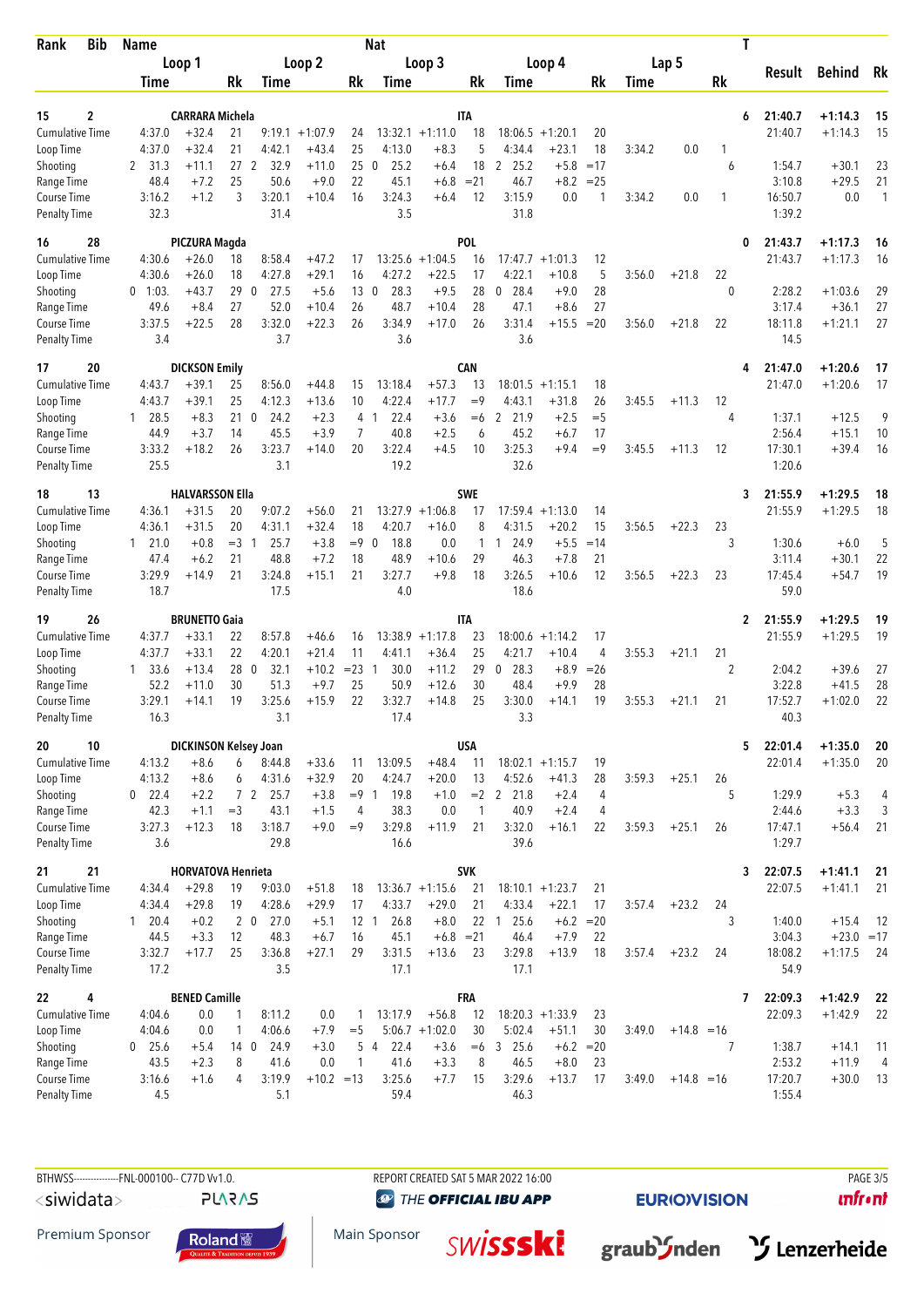| Rank | Bib | Name | | | Nat | | | | | | | | | | T | Result | Behind | Rk |
|---|---|---|---|---|---|---|---|---|---|---|---|---|---|---|---|---|---|---|
| | | Loop 1 | | | Loop 2 | | | Loop 3 | | | Loop 4 | | | Lap 5 | | | | |
| | | Time | | Rk | Time | | Rk | Time | | Rk | Time | | Rk | Time | | Rk | | |
| 15 | 2 | CARRARA Michela | | | | | | ITA | | | | | | | 6 | 21:40.7 | +1:14.3 | 15 |
| Cumulative Time | | 4:37.0 | +32.4 | 21 | 9:19.1 | +1:07.9 | 24 | 13:32.1 | +1:11.0 | 18 | 18:06.5 | +1:20.1 | 20 | | | 21:40.7 | +1:14.3 | 15 |
| Loop Time | | 4:37.0 | +32.4 | 21 | 4:42.1 | +43.4 | 25 | 4:13.0 | +8.3 | 5 | 4:34.4 | +23.1 | 18 | 3:34.2 | 0.0 | 1 | | |
| Shooting | | 2 31.3 | +11.1 | 27 | 2 32.9 | +11.0 | 25 | 0 25.2 | +6.4 | 18 | 2 25.2 | +5.8 | =17 | | | 6 | 1:54.7 | +30.1 | 23 |
| Range Time | | 48.4 | +7.2 | 25 | 50.6 | +9.0 | 22 | 45.1 | +6.8 | =21 | 46.7 | +8.2 | =25 | | | | 3:10.8 | +29.5 | 21 |
| Course Time | | 3:16.2 | +1.2 | 3 | 3:20.1 | +10.4 | 16 | 3:24.3 | +6.4 | 12 | 3:15.9 | 0.0 | 1 | 3:34.2 | 0.0 | 1 | 16:50.7 | 0.0 | 1 |
| Penalty Time | | 32.3 | | | 31.4 | | | 3.5 | | | 31.8 | | | | | | 1:39.2 | | |
| 16 | 28 | PICZURA Magda | | | | | | POL | | | | | | | 0 | 21:43.7 | +1:17.3 | 16 |
| Cumulative Time | | 4:30.6 | +26.0 | 18 | 8:58.4 | +47.2 | 17 | 13:25.6 | +1:04.5 | 16 | 17:47.7 | +1:01.3 | 12 | | | 21:43.7 | +1:17.3 | 16 |
| Loop Time | | 4:30.6 | +26.0 | 18 | 4:27.8 | +29.1 | 16 | 4:27.2 | +22.5 | 17 | 4:22.1 | +10.8 | 5 | 3:56.0 | +21.8 | 22 | | |
| Shooting | | 0 1:03. | +43.7 | 29 | 0 27.5 | +5.6 | 13 | 0 28.3 | +9.5 | 28 | 0 28.4 | +9.0 | 28 | | | 0 | 2:28.2 | +1:03.6 | 29 |
| Range Time | | 49.6 | +8.4 | 27 | 52.0 | +10.4 | 26 | 48.7 | +10.4 | 28 | 47.1 | +8.6 | 27 | | | | 3:17.4 | +36.1 | 27 |
| Course Time | | 3:37.5 | +22.5 | 28 | 3:32.0 | +22.3 | 26 | 3:34.9 | +17.0 | 26 | 3:31.4 | +15.5 | =20 | 3:56.0 | +21.8 | 22 | 18:11.8 | +1:21.1 | 27 |
| Penalty Time | | 3.4 | | | 3.7 | | | 3.6 | | | 3.6 | | | | | | 14.5 | | |
| 17 | 20 | DICKSON Emily | | | | | | CAN | | | | | | | 4 | 21:47.0 | +1:20.6 | 17 |
| Cumulative Time | | 4:43.7 | +39.1 | 25 | 8:56.0 | +44.8 | 15 | 13:18.4 | +57.3 | 13 | 18:01.5 | +1:15.1 | 18 | | | 21:47.0 | +1:20.6 | 17 |
| Loop Time | | 4:43.7 | +39.1 | 25 | 4:12.3 | +13.6 | 10 | 4:22.4 | +17.7 | =9 | 4:43.1 | +31.8 | 26 | 3:45.5 | +11.3 | 12 | | |
| Shooting | | 1 28.5 | +8.3 | 21 | 0 24.2 | +2.3 | 4 | 1 22.4 | +3.6 | =6 | 2 21.9 | +2.5 | =5 | | | 4 | 1:37.1 | +12.5 | 9 |
| Range Time | | 44.9 | +3.7 | 14 | 45.5 | +3.9 | 7 | 40.8 | +2.5 | 6 | 45.2 | +6.7 | 17 | | | | 2:56.4 | +15.1 | 10 |
| Course Time | | 3:33.2 | +18.2 | 26 | 3:23.7 | +14.0 | 20 | 3:22.4 | +4.5 | 10 | 3:25.3 | +9.4 | =9 | 3:45.5 | +11.3 | 12 | 17:30.1 | +39.4 | 16 |
| Penalty Time | | 25.5 | | | 3.1 | | | 19.2 | | | 32.6 | | | | | | 1:20.6 | | |
| 18 | 13 | HALVARSSON Ella | | | | | | SWE | | | | | | | 3 | 21:55.9 | +1:29.5 | 18 |
| Cumulative Time | | 4:36.1 | +31.5 | 20 | 9:07.2 | +56.0 | 21 | 13:27.9 | +1:06.8 | 17 | 17:59.4 | +1:13.0 | 14 | | | 21:55.9 | +1:29.5 | 18 |
| Loop Time | | 4:36.1 | +31.5 | 20 | 4:31.1 | +32.4 | 18 | 4:20.7 | +16.0 | 8 | 4:31.5 | +20.2 | 15 | 3:56.5 | +22.3 | 23 | | |
| Shooting | | 1 21.0 | +0.8 | =3 | 1 25.7 | +3.8 | =9 | 0 18.8 | 0.0 | 1 | 1 24.9 | +5.5 | =14 | | | 3 | 1:30.6 | +6.0 | 5 |
| Range Time | | 47.4 | +6.2 | 21 | 48.8 | +7.2 | 18 | 48.9 | +10.6 | 29 | 46.3 | +7.8 | 21 | | | | 3:11.4 | +30.1 | 22 |
| Course Time | | 3:29.9 | +14.9 | 21 | 3:24.8 | +15.1 | 21 | 3:27.7 | +9.8 | 18 | 3:26.5 | +10.6 | 12 | 3:56.5 | +22.3 | 23 | 17:45.4 | +54.7 | 19 |
| Penalty Time | | 18.7 | | | 17.5 | | | 4.0 | | | 18.6 | | | | | | 59.0 | | |
| 19 | 26 | BRUNETTO Gaia | | | | | | ITA | | | | | | | 2 | 21:55.9 | +1:29.5 | 19 |
| Cumulative Time | | 4:37.7 | +33.1 | 22 | 8:57.8 | +46.6 | 16 | 13:38.9 | +1:17.8 | 23 | 18:00.6 | +1:14.2 | 17 | | | 21:55.9 | +1:29.5 | 19 |
| Loop Time | | 4:37.7 | +33.1 | 22 | 4:20.1 | +21.4 | 11 | 4:41.1 | +36.4 | 25 | 4:21.7 | +10.4 | 4 | 3:55.3 | +21.1 | 21 | | |
| Shooting | | 1 33.6 | +13.4 | 28 | 0 32.1 | +10.2 | =23 | 1 30.0 | +11.2 | 29 | 0 28.3 | +8.9 | =26 | | | 2 | 2:04.2 | +39.6 | 27 |
| Range Time | | 52.2 | +11.0 | 30 | 51.3 | +9.7 | 25 | 50.9 | +12.6 | 30 | 48.4 | +9.9 | 28 | | | | 3:22.8 | +41.5 | 28 |
| Course Time | | 3:29.1 | +14.1 | 19 | 3:25.6 | +15.9 | 22 | 3:32.7 | +14.8 | 25 | 3:30.0 | +14.1 | 19 | 3:55.3 | +21.1 | 21 | 17:52.7 | +1:02.0 | 22 |
| Penalty Time | | 16.3 | | | 3.1 | | | 17.4 | | | 3.3 | | | | | | 40.3 | | |
| 20 | 10 | DICKINSON Kelsey Joan | | | | | | USA | | | | | | | 5 | 22:01.4 | +1:35.0 | 20 |
| Cumulative Time | | 4:13.2 | +8.6 | 6 | 8:44.8 | +33.6 | 11 | 13:09.5 | +48.4 | 11 | 18:02.1 | +1:15.7 | 19 | | | 22:01.4 | +1:35.0 | 20 |
| Loop Time | | 4:13.2 | +8.6 | 6 | 4:31.6 | +32.9 | 20 | 4:24.7 | +20.0 | 13 | 4:52.6 | +41.3 | 28 | 3:59.3 | +25.1 | 26 | | |
| Shooting | | 0 22.4 | +2.2 | 7 | 2 25.7 | +3.8 | =9 | 1 19.8 | +1.0 | =2 | 2 21.8 | +2.4 | 4 | | | 5 | 1:29.9 | +5.3 | 4 |
| Range Time | | 42.3 | +1.1 | =3 | 43.1 | +1.5 | 4 | 38.3 | 0.0 | 1 | 40.9 | +2.4 | 4 | | | | 2:44.6 | +3.3 | 3 |
| Course Time | | 3:27.3 | +12.3 | 18 | 3:18.7 | +9.0 | =9 | 3:29.8 | +11.9 | 21 | 3:32.0 | +16.1 | 22 | 3:59.3 | +25.1 | 26 | 17:47.1 | +56.4 | 21 |
| Penalty Time | | 3.6 | | | 29.8 | | | 16.6 | | | 39.6 | | | | | | 1:29.7 | | |
| 21 | 21 | HORVATOVA Henrieta | | | | | | SVK | | | | | | | 3 | 22:07.5 | +1:41.1 | 21 |
| Cumulative Time | | 4:34.4 | +29.8 | 19 | 9:03.0 | +51.8 | 18 | 13:36.7 | +1:15.6 | 21 | 18:10.1 | +1:23.7 | 21 | | | 22:07.5 | +1:41.1 | 21 |
| Loop Time | | 4:34.4 | +29.8 | 19 | 4:28.6 | +29.9 | 17 | 4:33.7 | +29.0 | 21 | 4:33.4 | +22.1 | 17 | 3:57.4 | +23.2 | 24 | | |
| Shooting | | 1 20.4 | +0.2 | 2 | 0 27.0 | +5.1 | 12 | 1 26.8 | +8.0 | 22 | 1 25.6 | +6.2 | =20 | | | 3 | 1:40.0 | +15.4 | 12 |
| Range Time | | 44.5 | +3.3 | 12 | 48.3 | +6.7 | 16 | 45.1 | +6.8 | =21 | 46.4 | +7.9 | 22 | | | | 3:04.3 | +23.0 | =17 |
| Course Time | | 3:32.7 | +17.7 | 25 | 3:36.8 | +27.1 | 29 | 3:31.5 | +13.6 | 23 | 3:29.8 | +13.9 | 18 | 3:57.4 | +23.2 | 24 | 18:08.2 | +1:17.5 | 24 |
| Penalty Time | | 17.2 | | | 3.5 | | | 17.1 | | | 17.1 | | | | | | 54.9 | | |
| 22 | 4 | BENED Camille | | | | | | FRA | | | | | | | 7 | 22:09.3 | +1:42.9 | 22 |
| Cumulative Time | | 4:04.6 | 0.0 | 1 | 8:11.2 | 0.0 | 1 | 13:17.9 | +56.8 | 12 | 18:20.3 | +1:33.9 | 23 | | | 22:09.3 | +1:42.9 | 22 |
| Loop Time | | 4:04.6 | 0.0 | 1 | 4:06.6 | +7.9 | =5 | 5:06.7 | +1:02.0 | 30 | 5:02.4 | +51.1 | 30 | 3:49.0 | +14.8 | =16 | | |
| Shooting | | 0 25.6 | +5.4 | 14 | 0 24.9 | +3.0 | 5 | 4 22.4 | +3.6 | =6 | 3 25.6 | +6.2 | =20 | | | 7 | 1:38.7 | +14.1 | 11 |
| Range Time | | 43.5 | +2.3 | 8 | 41.6 | 0.0 | 1 | 41.6 | +3.3 | 8 | 46.5 | +8.0 | 23 | | | | 2:53.2 | +11.9 | 4 |
| Course Time | | 3:16.6 | +1.6 | 4 | 3:19.9 | +10.2 | =13 | 3:25.6 | +7.7 | 15 | 3:29.6 | +13.7 | 17 | 3:49.0 | +14.8 | =16 | 17:20.7 | +30.0 | 13 |
| Penalty Time | | 4.5 | | | 5.1 | | | 59.4 | | | 46.3 | | | | | | 1:55.4 | | |

BTHWSS---------------FNL-000100-- C77D Vv1.0. REPORT CREATED SAT 5 MAR 2022 16:00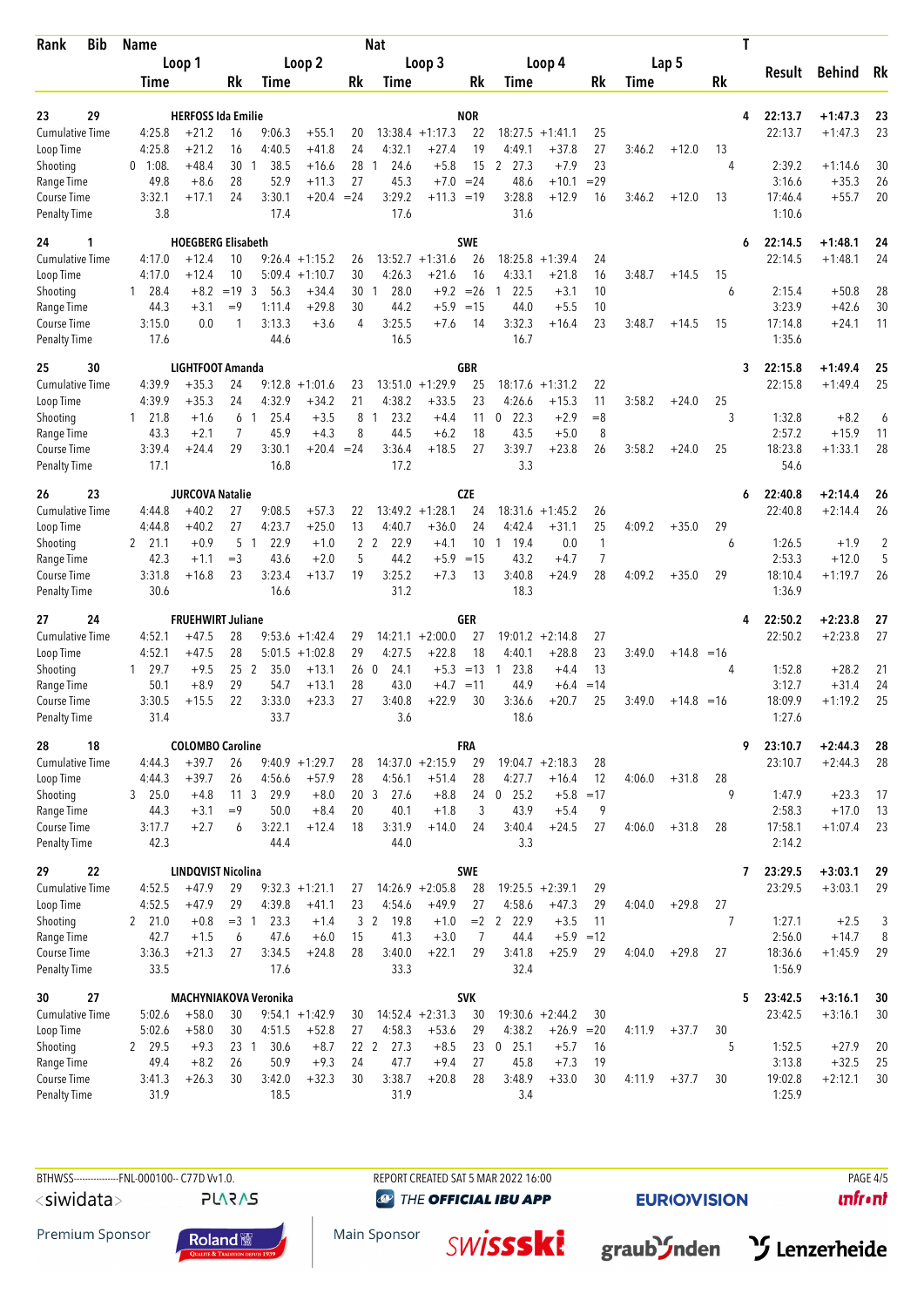| Rank | Bib | Name | | | | | | Nat | | | | | | | | T | Result | Behind | Rk |
|---|---|---|---|---|---|---|---|---|---|---|---|---|---|---|---|---|---|---|---|
| | | Loop 1 | | | Loop 2 | | | Loop 3 | | | Loop 4 | | | Lap 5 | | | | | |
| | | Time | | Rk | Time | | Rk | Time | | Rk | Time | | Rk | Time | | Rk | | | |
| 23 | 29 | HERFOSS Ida Emilie | | | | | | NOR | | | | | | | | 4 | 22:13.7 | +1:47.3 | 23 |
| Cumulative Time | | 4:25.8 | +21.2 | 16 | 9:06.3 | +55.1 | 20 | 13:38.4 | +1:17.3 | 22 | 18:27.5 | +1:41.1 | 25 | | | | 22:13.7 | +1:47.3 | 23 |
| Loop Time | | 4:25.8 | +21.2 | 16 | 4:40.5 | +41.8 | 24 | 4:32.1 | +27.4 | 19 | 4:49.1 | +37.8 | 27 | 3:46.2 | +12.0 | 13 | | | |
| Shooting | | 0 1:08. | +48.4 | 30 | 1 38.5 | +16.6 | 28 | 1 24.6 | +5.8 | 15 | 2 27.3 | +7.9 | 23 | | | 4 | 2:39.2 | +1:14.6 | 30 |
| Range Time | | 49.8 | +8.6 | 28 | 52.9 | +11.3 | 27 | 45.3 | +7.0 | =24 | 48.6 | +10.1 | =29 | | | | 3:16.6 | +35.3 | 26 |
| Course Time | | 3:32.1 | +17.1 | 24 | 3:30.1 | +20.4 | =24 | 3:29.2 | +11.3 | =19 | 3:28.8 | +12.9 | 16 | 3:46.2 | +12.0 | 13 | 17:46.4 | +55.7 | 20 |
| Penalty Time | | 3.8 | | | 17.4 | | | 17.6 | | | 31.6 | | | | | | 1:10.6 | | |
| 24 | 1 | HOEGBERG Elisabeth | | | | | | SWE | | | | | | | | 6 | 22:14.5 | +1:48.1 | 24 |
| Cumulative Time | | 4:17.0 | +12.4 | 10 | 9:26.4 | +1:15.2 | 26 | 13:52.7 | +1:31.6 | 26 | 18:25.8 | +1:39.4 | 24 | | | | 22:14.5 | +1:48.1 | 24 |
| Loop Time | | 4:17.0 | +12.4 | 10 | 5:09.4 | +1:10.7 | 30 | 4:26.3 | +21.6 | 16 | 4:33.1 | +21.8 | 16 | 3:48.7 | +14.5 | 15 | | | |
| Shooting | | 1 28.4 | +8.2 | =19 | 3 56.3 | +34.4 | 30 | 1 28.0 | +9.2 | =26 | 1 22.5 | +3.1 | 10 | | | 6 | 2:15.4 | +50.8 | 28 |
| Range Time | | 44.3 | +3.1 | =9 | 1:11.4 | +29.8 | 30 | 44.2 | +5.9 | =15 | 44.0 | +5.5 | 10 | | | | 3:23.9 | +42.6 | 30 |
| Course Time | | 3:15.0 | 0.0 | 1 | 3:13.3 | +3.6 | 4 | 3:25.5 | +7.6 | 14 | 3:32.3 | +16.4 | 23 | 3:48.7 | +14.5 | 15 | 17:14.8 | +24.1 | 11 |
| Penalty Time | | 17.6 | | | 44.6 | | | 16.5 | | | 16.7 | | | | | | 1:35.6 | | |
| 25 | 30 | LIGHTFOOT Amanda | | | | | | GBR | | | | | | | | 3 | 22:15.8 | +1:49.4 | 25 |
| Cumulative Time | | 4:39.9 | +35.3 | 24 | 9:12.8 | +1:01.6 | 23 | 13:51.0 | +1:29.9 | 25 | 18:17.6 | +1:31.2 | 22 | | | | 22:15.8 | +1:49.4 | 25 |
| Loop Time | | 4:39.9 | +35.3 | 24 | 4:32.9 | +34.2 | 21 | 4:38.2 | +33.5 | 23 | 4:26.6 | +15.3 | 11 | 3:58.2 | +24.0 | 25 | | | |
| Shooting | | 1 21.8 | +1.6 | 6 | 1 25.4 | +3.5 | 8 | 1 23.2 | +4.4 | 11 | 0 22.3 | +2.9 | =8 | | | 3 | 1:32.8 | +8.2 | 6 |
| Range Time | | 43.3 | +2.1 | 7 | 45.9 | +4.3 | 8 | 44.5 | +6.2 | 18 | 43.5 | +5.0 | 8 | | | | 2:57.2 | +15.9 | 11 |
| Course Time | | 3:39.4 | +24.4 | 29 | 3:30.1 | +20.4 | =24 | 3:36.4 | +18.5 | 27 | 3:39.7 | +23.8 | 26 | 3:58.2 | +24.0 | 25 | 18:23.8 | +1:33.1 | 28 |
| Penalty Time | | 17.1 | | | 16.8 | | | 17.2 | | | 3.3 | | | | | | 54.6 | | |
| 26 | 23 | JURCOVA Natalie | | | | | | CZE | | | | | | | | 6 | 22:40.8 | +2:14.4 | 26 |
| Cumulative Time | | 4:44.8 | +40.2 | 27 | 9:08.5 | +57.3 | 22 | 13:49.2 | +1:28.1 | 24 | 18:31.6 | +1:45.2 | 26 | | | | 22:40.8 | +2:14.4 | 26 |
| Loop Time | | 4:44.8 | +40.2 | 27 | 4:23.7 | +25.0 | 13 | 4:40.7 | +36.0 | 24 | 4:42.4 | +31.1 | 25 | 4:09.2 | +35.0 | 29 | | | |
| Shooting | | 2 21.1 | +0.9 | 5 | 1 22.9 | +1.0 | 2 | 2 22.9 | +4.1 | 10 | 1 19.4 | 0.0 | 1 | | | 6 | 1:26.5 | +1.9 | 2 |
| Range Time | | 42.3 | +1.1 | =3 | 43.6 | +2.0 | 5 | 44.2 | +5.9 | =15 | 43.2 | +4.7 | 7 | | | | 2:53.3 | +12.0 | 5 |
| Course Time | | 3:31.8 | +16.8 | 23 | 3:23.4 | +13.7 | 19 | 3:25.2 | +7.3 | 13 | 3:40.8 | +24.9 | 28 | 4:09.2 | +35.0 | 29 | 18:10.4 | +1:19.7 | 26 |
| Penalty Time | | 30.6 | | | 16.6 | | | 31.2 | | | 18.3 | | | | | | 1:36.9 | | |
| 27 | 24 | FRUEHWIRT Juliane | | | | | | GER | | | | | | | | 4 | 22:50.2 | +2:23.8 | 27 |
| Cumulative Time | | 4:52.1 | +47.5 | 28 | 9:53.6 | +1:42.4 | 29 | 14:21.1 | +2:00.0 | 27 | 19:01.2 | +2:14.8 | 27 | | | | 22:50.2 | +2:23.8 | 27 |
| Loop Time | | 4:52.1 | +47.5 | 28 | 5:01.5 | +1:02.8 | 29 | 4:27.5 | +22.8 | 18 | 4:40.1 | +28.8 | 23 | 3:49.0 | +14.8 | =16 | | | |
| Shooting | | 1 29.7 | +9.5 | 25 | 2 35.0 | +13.1 | 26 | 0 24.1 | +5.3 | =13 | 1 23.8 | +4.4 | 13 | | | 4 | 1:52.8 | +28.2 | 21 |
| Range Time | | 50.1 | +8.9 | 29 | 54.7 | +13.1 | 28 | 43.0 | +4.7 | =11 | 44.9 | +6.4 | =14 | | | | 3:12.7 | +31.4 | 24 |
| Course Time | | 3:30.5 | +15.5 | 22 | 3:33.0 | +23.3 | 27 | 3:40.8 | +22.9 | 30 | 3:36.6 | +20.7 | 25 | 3:49.0 | +14.8 | =16 | 18:09.9 | +1:19.2 | 25 |
| Penalty Time | | 31.4 | | | 33.7 | | | 3.6 | | | 18.6 | | | | | | 1:27.6 | | |
| 28 | 18 | COLOMBO Caroline | | | | | | FRA | | | | | | | | 9 | 23:10.7 | +2:44.3 | 28 |
| Cumulative Time | | 4:44.3 | +39.7 | 26 | 9:40.9 | +1:29.7 | 28 | 14:37.0 | +2:15.9 | 29 | 19:04.7 | +2:18.3 | 28 | | | | 23:10.7 | +2:44.3 | 28 |
| Loop Time | | 4:44.3 | +39.7 | 26 | 4:56.6 | +57.9 | 28 | 4:56.1 | +51.4 | 28 | 4:27.7 | +16.4 | 12 | 4:06.0 | +31.8 | 28 | | | |
| Shooting | | 3 25.0 | +4.8 | 11 | 3 29.9 | +8.0 | 20 | 3 27.6 | +8.8 | 24 | 0 25.2 | +5.8 | =17 | | | 9 | 1:47.9 | +23.3 | 17 |
| Range Time | | 44.3 | +3.1 | =9 | 50.0 | +8.4 | 20 | 40.1 | +1.8 | 3 | 43.9 | +5.4 | 9 | | | | 2:58.3 | +17.0 | 13 |
| Course Time | | 3:17.7 | +2.7 | 6 | 3:22.1 | +12.4 | 18 | 3:31.9 | +14.0 | 24 | 3:40.4 | +24.5 | 27 | 4:06.0 | +31.8 | 28 | 17:58.1 | +1:07.4 | 23 |
| Penalty Time | | 42.3 | | | 44.4 | | | 44.0 | | | 3.3 | | | | | | 2:14.2 | | |
| 29 | 22 | LINDQVIST Nicolina | | | | | | SWE | | | | | | | | 7 | 23:29.5 | +3:03.1 | 29 |
| Cumulative Time | | 4:52.5 | +47.9 | 29 | 9:32.3 | +1:21.1 | 27 | 14:26.9 | +2:05.8 | 28 | 19:25.5 | +2:39.1 | 29 | | | | 23:29.5 | +3:03.1 | 29 |
| Loop Time | | 4:52.5 | +47.9 | 29 | 4:39.8 | +41.1 | 23 | 4:54.6 | +49.9 | 27 | 4:58.6 | +47.3 | 29 | 4:04.0 | +29.8 | 27 | | | |
| Shooting | | 2 21.0 | +0.8 | =3 | 1 23.3 | +1.4 | 3 | 2 19.8 | +1.0 | =2 | 2 22.9 | +3.5 | 11 | | | 7 | 1:27.1 | +2.5 | 3 |
| Range Time | | 42.7 | +1.5 | 6 | 47.6 | +6.0 | 15 | 41.3 | +3.0 | 7 | 44.4 | +5.9 | =12 | | | | 2:56.0 | +14.7 | 8 |
| Course Time | | 3:36.3 | +21.3 | 27 | 3:34.5 | +24.8 | 28 | 3:40.0 | +22.1 | 29 | 3:41.8 | +25.9 | 29 | 4:04.0 | +29.8 | 27 | 18:36.6 | +1:45.9 | 29 |
| Penalty Time | | 33.5 | | | 17.6 | | | 33.3 | | | 32.4 | | | | | | 1:56.9 | | |
| 30 | 27 | MACHYNIAKOVA Veronika | | | | | | SVK | | | | | | | | 5 | 23:42.5 | +3:16.1 | 30 |
| Cumulative Time | | 5:02.6 | +58.0 | 30 | 9:54.1 | +1:42.9 | 30 | 14:52.4 | +2:31.3 | 30 | 19:30.6 | +2:44.2 | 30 | | | | 23:42.5 | +3:16.1 | 30 |
| Loop Time | | 5:02.6 | +58.0 | 30 | 4:51.5 | +52.8 | 27 | 4:58.3 | +53.6 | 29 | 4:38.2 | +26.9 | =20 | 4:11.9 | +37.7 | 30 | | | |
| Shooting | | 2 29.5 | +9.3 | 23 | 1 30.6 | +8.7 | 22 | 2 27.3 | +8.5 | 23 | 0 25.1 | +5.7 | 16 | | | 5 | 1:52.5 | +27.9 | 20 |
| Range Time | | 49.4 | +8.2 | 26 | 50.9 | +9.3 | 24 | 47.7 | +9.4 | 27 | 45.8 | +7.3 | 19 | | | | 3:13.8 | +32.5 | 25 |
| Course Time | | 3:41.3 | +26.3 | 30 | 3:42.0 | +32.3 | 30 | 3:38.7 | +20.8 | 28 | 3:48.9 | +33.0 | 30 | 4:11.9 | +37.7 | 30 | 19:02.8 | +2:12.1 | 30 |
| Penalty Time | | 31.9 | | | 18.5 | | | 31.9 | | | 3.4 | | | | | | 1:25.9 | | |

BTHWSS--------------FNL-000100-- C77D Vv1.0. REPORT CREATED SAT 5 MAR 2022 16:00

Premium Sponsor: Roland | Main Sponsor: swissski | graubünden | Lenzerheide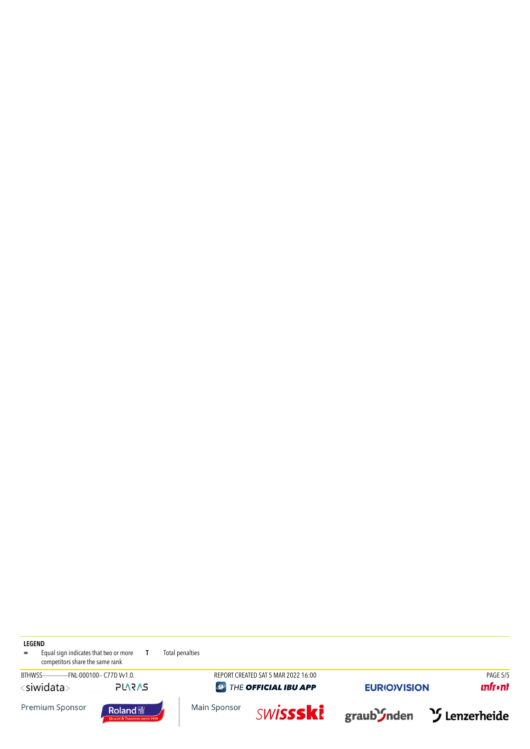**LEGEND**

| | | | |
|---|---|---|---|
| = | Equal sign indicates that two or more competitors share the same rank | T | Total penalties |

BTHWSS---------------FNL-000100-- C77D Vv1.0.

REPORT CREATED SAT 5 MAR 2022 16:00